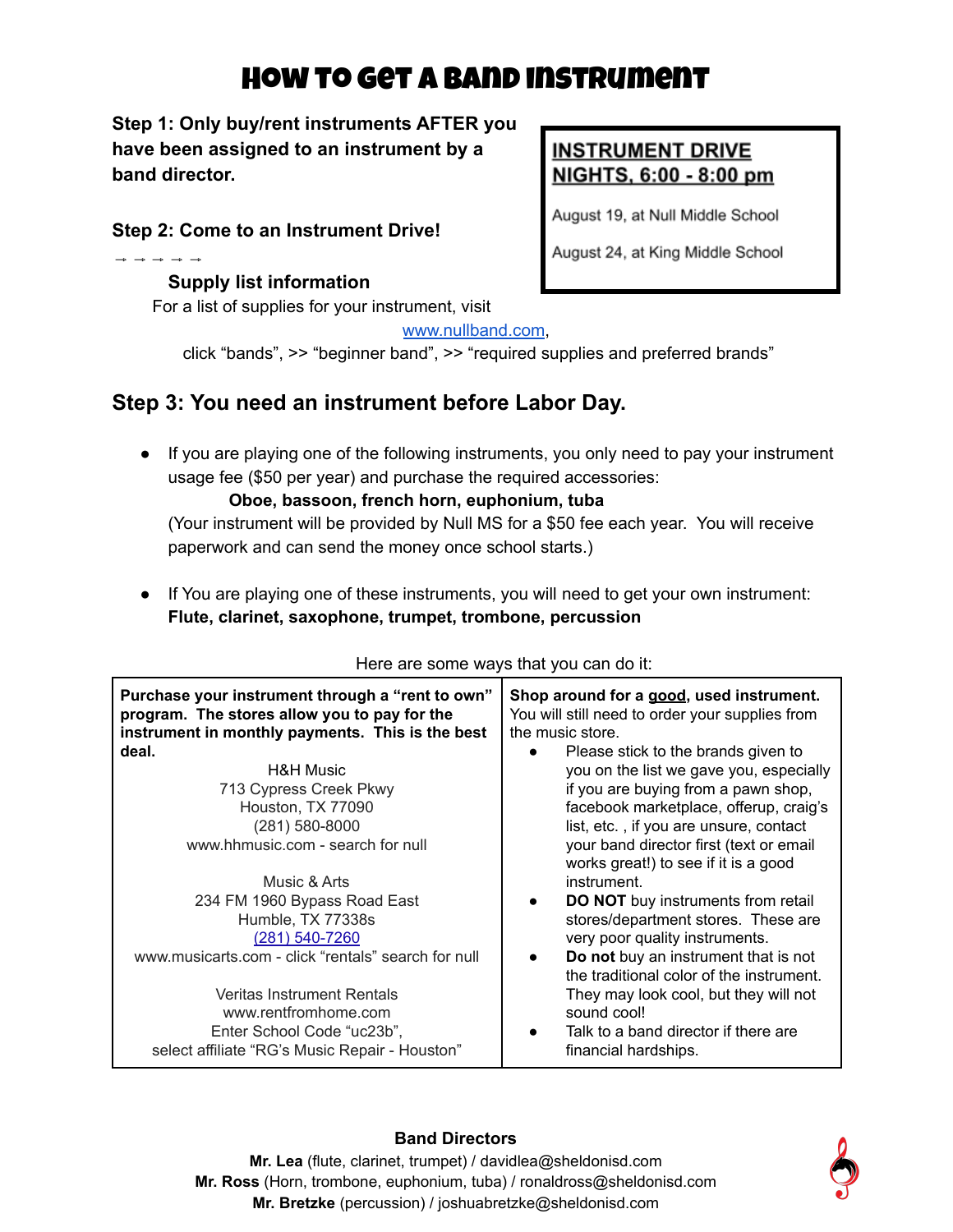# How To Get A Band Instrument

**Step 1: Only buy/rent instruments AFTER you have been assigned to an instrument by a band director.**

**Step 2: Come to an Instrument Drive!**

→ → → → →

**INSTRUMENT DRIVE NIGHTS, 6:00 - 8:00 pm**

August 19, at Null Middle School

August 24, at King Middle School

**Supply list information**

For a list of supplies for your instrument, visit [www.nullband.com](http://www.nullband.com), click "bands", >> "beginner band", >> "required supplies and preferred brands"

## Step 3: You need an instrument before Labor Day.

- If you are playing one of the following instruments, you only need to pay your instrument usage fee ($50 per year) and purchase the required accessories:
  **Oboe, bassoon, french horn, euphonium, tuba**
  (Your instrument will be provided by Null MS for a $50 fee each year. You will receive paperwork and can send the money once school starts.)

- If You are playing one of these instruments, you will need to get your own instrument:
  **Flute, clarinet, saxophone, trumpet, trombone, percussion**

Here are some ways that you can do it:

| **Purchase your instrument through a "rent to own" program. The stores allow you to pay for the instrument in monthly payments. This is the best deal.**<br><br>H&H Music<br>713 Cypress Creek Pkwy<br>Houston, TX 77090<br>(281) 580-8000<br>www.hhmusic.com - search for null<br><br>Music & Arts<br>234 FM 1960 Bypass Road East<br>Humble, TX 77338s<br>(281) 540-7260<br>www.musicarts.com - click "rentals" search for null<br><br>Veritas Instrument Rentals<br>www.rentfromhome.com<br>Enter School Code "uc23b",<br>select affiliate "RG's Music Repair - Houston" | **Shop around for a good, used instrument.** You will still need to order your supplies from the music store.<br>• Please stick to the brands given to you on the list we gave you, especially if you are buying from a pawn shop, facebook marketplace, offerup, craig's list, etc. , if you are unsure, contact your band director first (text or email works great!) to see if it is a good instrument.<br>• **DO NOT** buy instruments from retail stores/department stores. These are very poor quality instruments.<br>• **Do not** buy an instrument that is not the traditional color of the instrument. They may look cool, but they will not sound cool!<br>• Talk to a band director if there are financial hardships. |
|---|---|

**Band Directors**

**Mr. Lea** (flute, clarinet, trumpet) / davidlea@sheldonisd.com
**Mr. Ross** (Horn, trombone, euphonium, tuba) / ronaldross@sheldonisd.com
**Mr. Bretzke** (percussion) / joshuabretzke@sheldonisd.com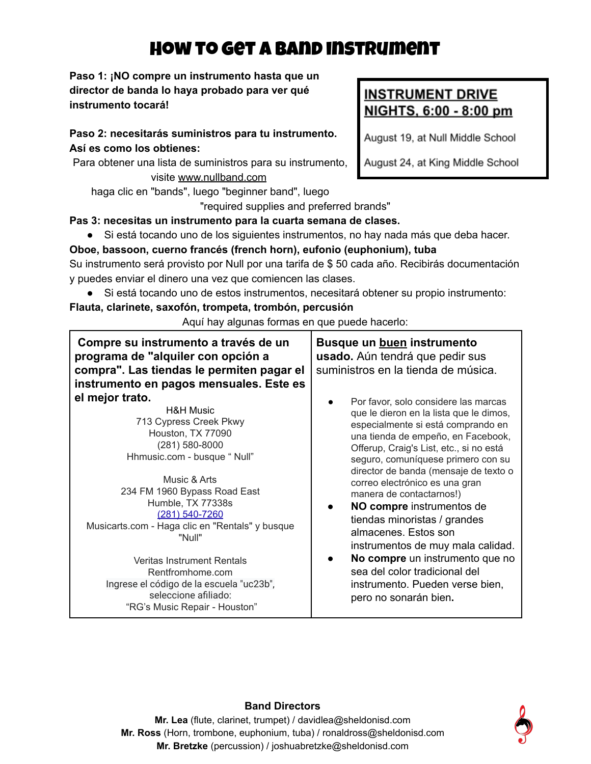# How To Get A Band Instrument

**Paso 1: ¡NO compre un instrumento hasta que un director de banda lo haya probado para ver qué instrumento tocará!**

**INSTRUMENT DRIVE NIGHTS, 6:00 - 8:00 pm**

August 19, at Null Middle School

August 24, at King Middle School

**Paso 2: necesitarás suministros para tu instrumento. Así es como los obtienes:**

Para obtener una lista de suministros para su instrumento, visite www.nullband.com haga clic en "bands", luego "beginner band", luego "required supplies and preferred brands"

**Pas 3: necesitas un instrumento para la cuarta semana de clases.**

- Si está tocando uno de los siguientes instrumentos, no hay nada más que deba hacer.

**Oboe, bassoon, cuerno francés (french horn), eufonio (euphonium), tuba**

Su instrumento será provisto por Null por una tarifa de $ 50 cada año. Recibirás documentación y puedes enviar el dinero una vez que comiencen las clases.

- Si está tocando uno de estos instrumentos, necesitará obtener su propio instrumento:

**Flauta, clarinete, saxofón, trompeta, trombón, percusión**

Aquí hay algunas formas en que puede hacerlo:

| | |
|---|---|
| **Compre su instrumento a través de un programa de "alquiler con opción a compra". Las tiendas le permiten pagar el instrumento en pagos mensuales. Este es el mejor trato.**<br><br>H&H Music<br>713 Cypress Creek Pkwy<br>Houston, TX 77090<br>(281) 580-8000<br>Hhmusic.com - busque " Null"<br><br>Music & Arts<br>234 FM 1960 Bypass Road East<br>Humble, TX 77338s<br>(281) 540-7260<br>Musicarts.com - Haga clic en "Rentals" y busque "Null"<br><br>Veritas Instrument Rentals<br>Rentfromhome.com<br>Ingrese el código de la escuela "uc23b", seleccione afiliado:<br>"RG's Music Repair - Houston" | **Busque un buen instrumento usado.** Aún tendrá que pedir sus suministros en la tienda de música.<br><br>• Por favor, solo considere las marcas que le dieron en la lista que le dimos, especialmente si está comprando en una tienda de empeño, en Facebook, Offerup, Craig's List, etc., si no está seguro, comuníquese primero con su director de banda (mensaje de texto o correo electrónico es una gran manera de contactarnos!)<br>• **NO compre** instrumentos de tiendas minoristas / grandes almacenes. Estos son instrumentos de muy mala calidad.<br>• **No compre** un instrumento que no sea del color tradicional del instrumento. Pueden verse bien, pero no sonarán bien. |

**Band Directors**

**Mr. Lea** (flute, clarinet, trumpet) / davidlea@sheldonisd.com

**Mr. Ross** (Horn, trombone, euphonium, tuba) / ronaldross@sheldonisd.com

**Mr. Bretzke** (percussion) / joshuabretzke@sheldonisd.com